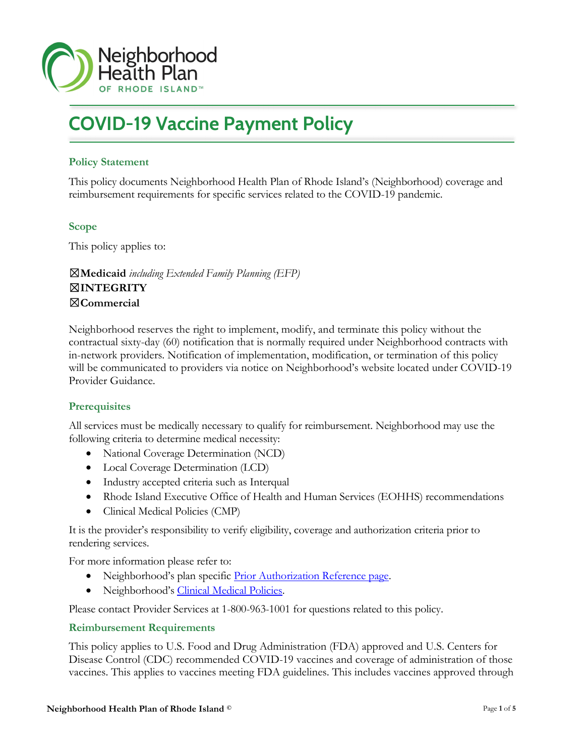# COVID-19 Vaccine Payment Policy

## Policy Statement

This policy documents Neighborhood Health Plan of Rhode Island's (Neighborhood) coverage and reimbursement requirements for specific services related to the COVID-19 pandemic.

## Scope

This policy applies to:

☒**Medicaid** *including Extended Family Planning (EFP)*
☒**INTEGRITY**
☒**Commercial**

Neighborhood reserves the right to implement, modify, and terminate this policy without the contractual sixty-day (60) notification that is normally required under Neighborhood contracts with in-network providers. Notification of implementation, modification, or termination of this policy will be communicated to providers via notice on Neighborhood's website located under COVID-19 Provider Guidance.

## Prerequisites

All services must be medically necessary to qualify for reimbursement. Neighborhood may use the following criteria to determine medical necessity:

- National Coverage Determination (NCD)
- Local Coverage Determination (LCD)
- Industry accepted criteria such as Interqual
- Rhode Island Executive Office of Health and Human Services (EOHHS) recommendations
- Clinical Medical Policies (CMP)

It is the provider's responsibility to verify eligibility, coverage and authorization criteria prior to rendering services.

For more information please refer to:

- Neighborhood's plan specific Prior Authorization Reference page.
- Neighborhood's Clinical Medical Policies.

Please contact Provider Services at 1-800-963-1001 for questions related to this policy.

## Reimbursement Requirements

This policy applies to U.S. Food and Drug Administration (FDA) approved and U.S. Centers for Disease Control (CDC) recommended COVID-19 vaccines and coverage of administration of those vaccines. This applies to vaccines meeting FDA guidelines. This includes vaccines approved through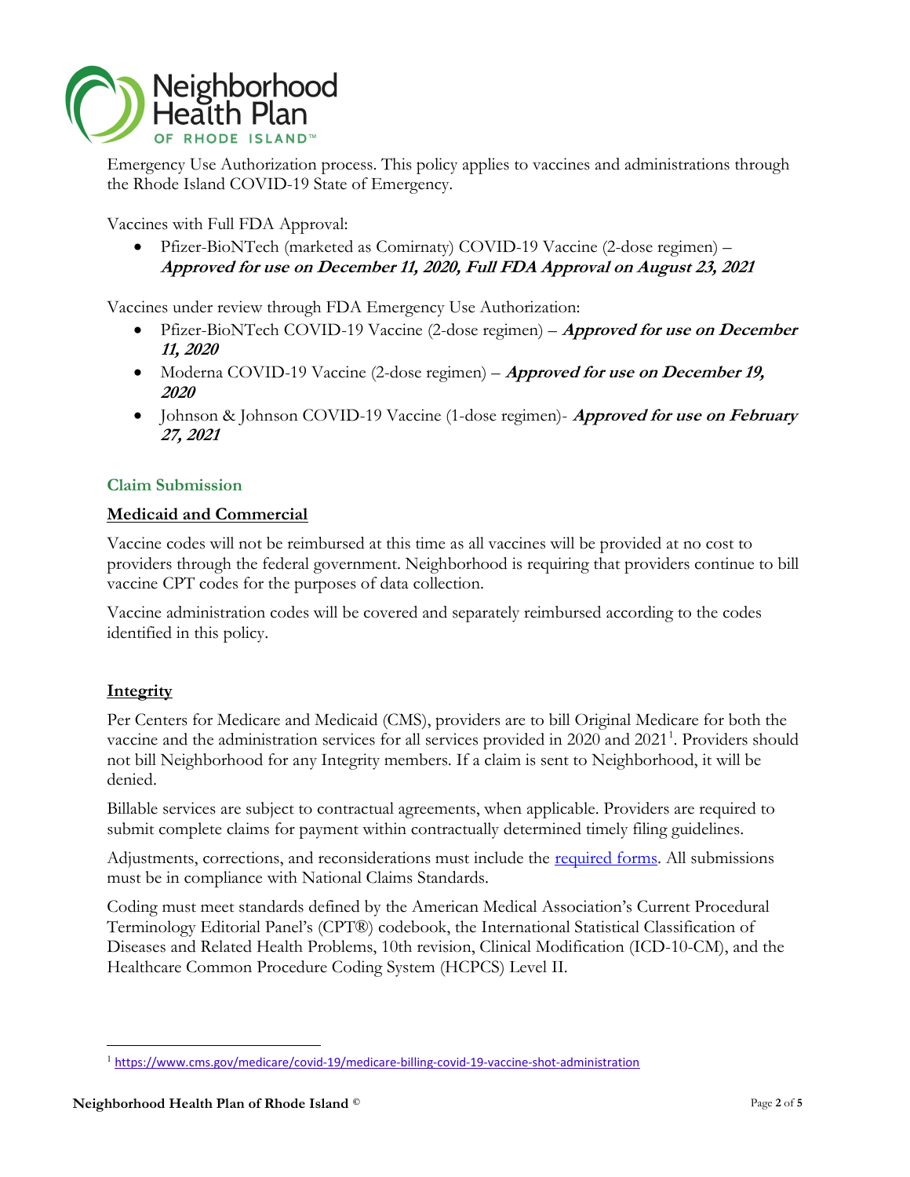Emergency Use Authorization process. This policy applies to vaccines and administrations through the Rhode Island COVID-19 State of Emergency.

Vaccines with Full FDA Approval:

- Pfizer-BioNTech (marketed as Comirnaty) COVID-19 Vaccine (2-dose regimen) – ***Approved for use on December 11, 2020, Full FDA Approval on August 23, 2021***

Vaccines under review through FDA Emergency Use Authorization:

- Pfizer-BioNTech COVID-19 Vaccine (2-dose regimen) – ***Approved for use on December 11, 2020***
- Moderna COVID-19 Vaccine (2-dose regimen) – ***Approved for use on December 19, 2020***
- Johnson & Johnson COVID-19 Vaccine (1-dose regimen)- ***Approved for use on February 27, 2021***

## Claim Submission

### Medicaid and Commercial

Vaccine codes will not be reimbursed at this time as all vaccines will be provided at no cost to providers through the federal government. Neighborhood is requiring that providers continue to bill vaccine CPT codes for the purposes of data collection.

Vaccine administration codes will be covered and separately reimbursed according to the codes identified in this policy.

### Integrity

Per Centers for Medicare and Medicaid (CMS), providers are to bill Original Medicare for both the vaccine and the administration services for all services provided in 2020 and 2021[1]. Providers should not bill Neighborhood for any Integrity members. If a claim is sent to Neighborhood, it will be denied.

Billable services are subject to contractual agreements, when applicable. Providers are required to submit complete claims for payment within contractually determined timely filing guidelines.

Adjustments, corrections, and reconsiderations must include the required forms. All submissions must be in compliance with National Claims Standards.

Coding must meet standards defined by the American Medical Association's Current Procedural Terminology Editorial Panel's (CPT®) codebook, the International Statistical Classification of Diseases and Related Health Problems, 10th revision, Clinical Modification (ICD-10-CM), and the Healthcare Common Procedure Coding System (HCPCS) Level II.

[1] https://www.cms.gov/medicare/covid-19/medicare-billing-covid-19-vaccine-shot-administration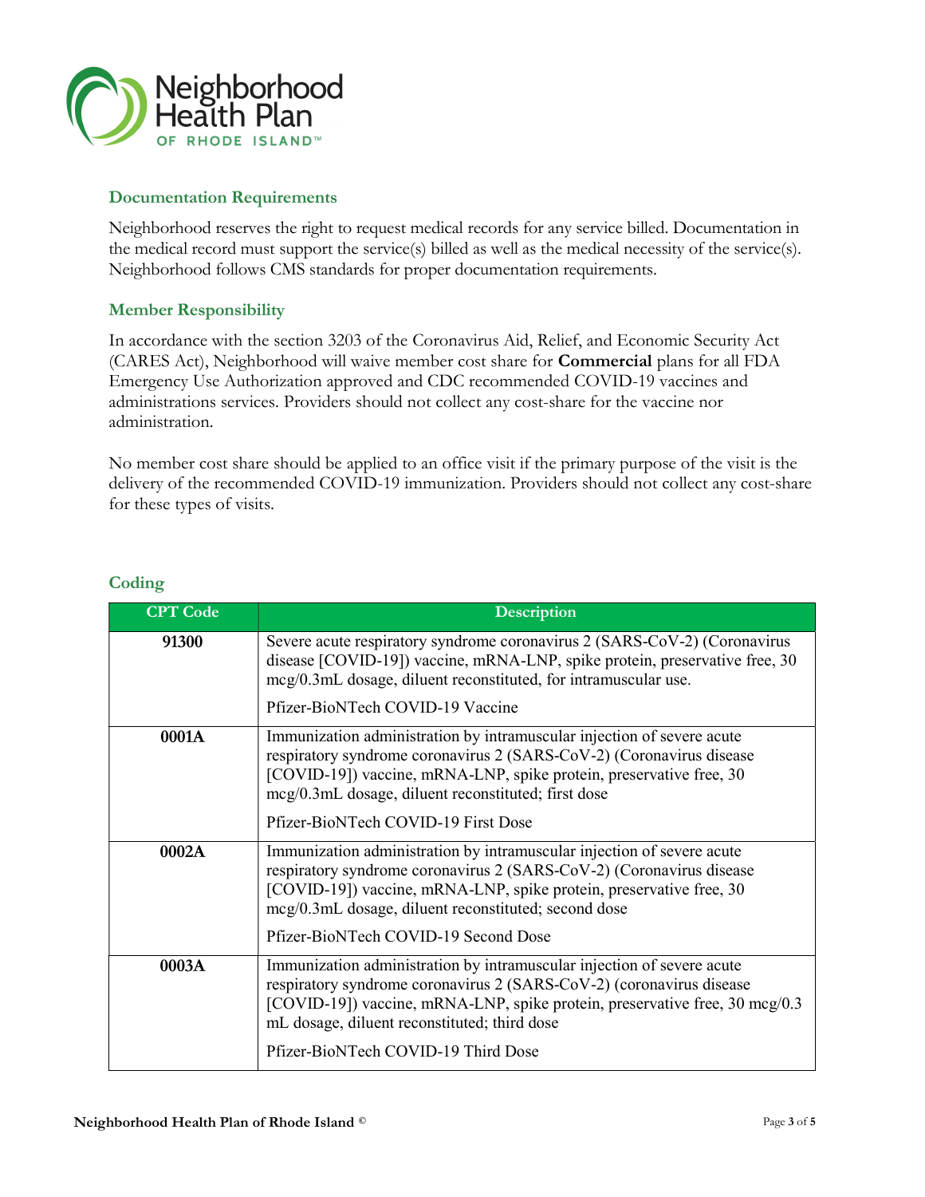## Documentation Requirements

Neighborhood reserves the right to request medical records for any service billed. Documentation in the medical record must support the service(s) billed as well as the medical necessity of the service(s). Neighborhood follows CMS standards for proper documentation requirements.

## Member Responsibility

In accordance with the section 3203 of the Coronavirus Aid, Relief, and Economic Security Act (CARES Act), Neighborhood will waive member cost share for **Commercial** plans for all FDA Emergency Use Authorization approved and CDC recommended COVID-19 vaccines and administrations services. Providers should not collect any cost-share for the vaccine nor administration.

No member cost share should be applied to an office visit if the primary purpose of the visit is the delivery of the recommended COVID-19 immunization. Providers should not collect any cost-share for these types of visits.

## Coding

| CPT Code | Description |
|---|---|
| **91300** | Severe acute respiratory syndrome coronavirus 2 (SARS-CoV-2) (Coronavirus disease [COVID-19]) vaccine, mRNA-LNP, spike protein, preservative free, 30 mcg/0.3mL dosage, diluent reconstituted, for intramuscular use.<br>Pfizer-BioNTech COVID-19 Vaccine |
| **0001A** | Immunization administration by intramuscular injection of severe acute respiratory syndrome coronavirus 2 (SARS-CoV-2) (Coronavirus disease [COVID-19]) vaccine, mRNA-LNP, spike protein, preservative free, 30 mcg/0.3mL dosage, diluent reconstituted; first dose<br>Pfizer-BioNTech COVID-19 First Dose |
| **0002A** | Immunization administration by intramuscular injection of severe acute respiratory syndrome coronavirus 2 (SARS-CoV-2) (Coronavirus disease [COVID-19]) vaccine, mRNA-LNP, spike protein, preservative free, 30 mcg/0.3mL dosage, diluent reconstituted; second dose<br>Pfizer-BioNTech COVID-19 Second Dose |
| **0003A** | Immunization administration by intramuscular injection of severe acute respiratory syndrome coronavirus 2 (SARS-CoV-2) (coronavirus disease [COVID-19]) vaccine, mRNA-LNP, spike protein, preservative free, 30 mcg/0.3 mL dosage, diluent reconstituted; third dose<br>Pfizer-BioNTech COVID-19 Third Dose |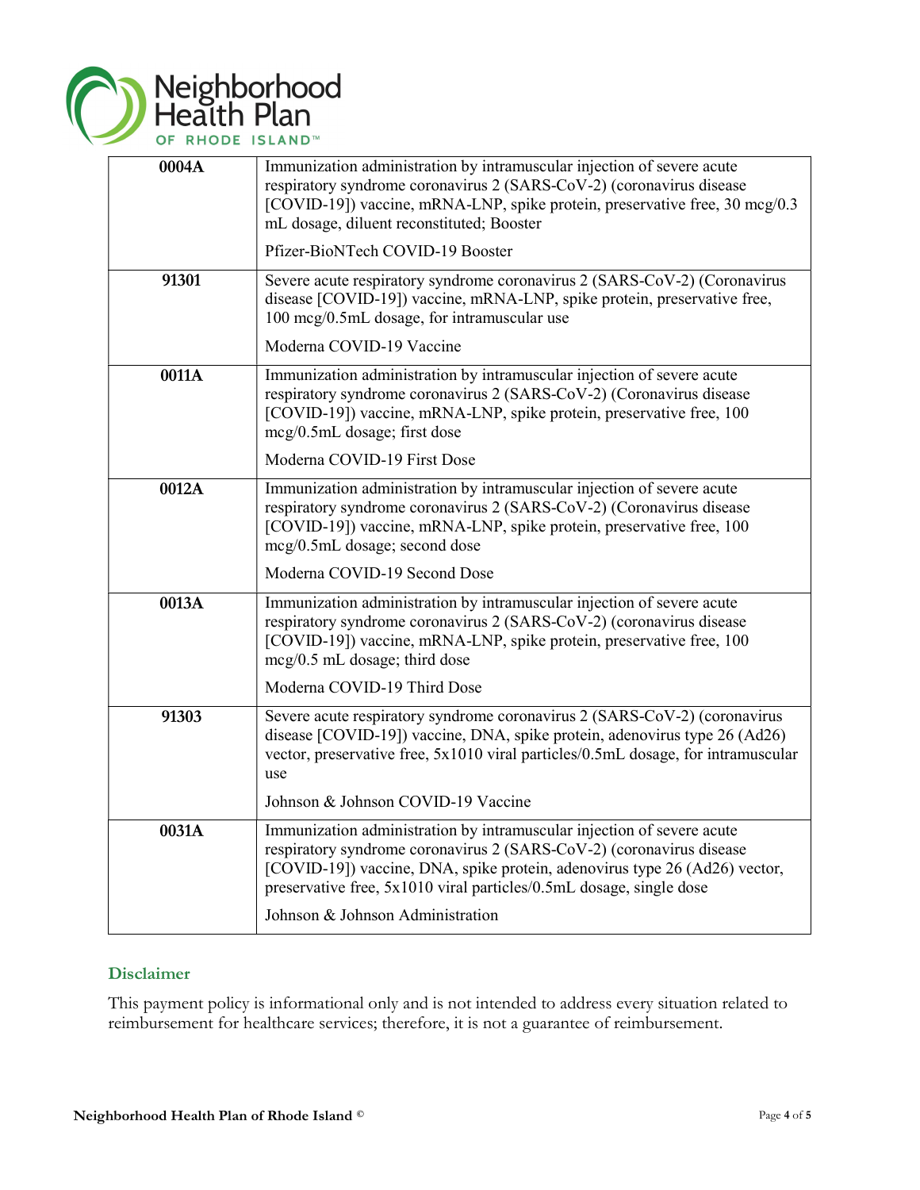| | |
|---|---|
| **0004A** | Immunization administration by intramuscular injection of severe acute respiratory syndrome coronavirus 2 (SARS-CoV-2) (coronavirus disease [COVID-19]) vaccine, mRNA-LNP, spike protein, preservative free, 30 mcg/0.3 mL dosage, diluent reconstituted; Booster<br><br>Pfizer-BioNTech COVID-19 Booster |
| **91301** | Severe acute respiratory syndrome coronavirus 2 (SARS-CoV-2) (Coronavirus disease [COVID-19]) vaccine, mRNA-LNP, spike protein, preservative free, 100 mcg/0.5mL dosage, for intramuscular use<br><br>Moderna COVID-19 Vaccine |
| **0011A** | Immunization administration by intramuscular injection of severe acute respiratory syndrome coronavirus 2 (SARS-CoV-2) (Coronavirus disease [COVID-19]) vaccine, mRNA-LNP, spike protein, preservative free, 100 mcg/0.5mL dosage; first dose<br><br>Moderna COVID-19 First Dose |
| **0012A** | Immunization administration by intramuscular injection of severe acute respiratory syndrome coronavirus 2 (SARS-CoV-2) (Coronavirus disease [COVID-19]) vaccine, mRNA-LNP, spike protein, preservative free, 100 mcg/0.5mL dosage; second dose<br><br>Moderna COVID-19 Second Dose |
| **0013A** | Immunization administration by intramuscular injection of severe acute respiratory syndrome coronavirus 2 (SARS-CoV-2) (coronavirus disease [COVID-19]) vaccine, mRNA-LNP, spike protein, preservative free, 100 mcg/0.5 mL dosage; third dose<br><br>Moderna COVID-19 Third Dose |
| **91303** | Severe acute respiratory syndrome coronavirus 2 (SARS-CoV-2) (coronavirus disease [COVID-19]) vaccine, DNA, spike protein, adenovirus type 26 (Ad26) vector, preservative free, 5x1010 viral particles/0.5mL dosage, for intramuscular use<br><br>Johnson & Johnson COVID-19 Vaccine |
| **0031A** | Immunization administration by intramuscular injection of severe acute respiratory syndrome coronavirus 2 (SARS-CoV-2) (coronavirus disease [COVID-19]) vaccine, DNA, spike protein, adenovirus type 26 (Ad26) vector, preservative free, 5x1010 viral particles/0.5mL dosage, single dose<br><br>Johnson & Johnson Administration |

## Disclaimer

This payment policy is informational only and is not intended to address every situation related to reimbursement for healthcare services; therefore, it is not a guarantee of reimbursement.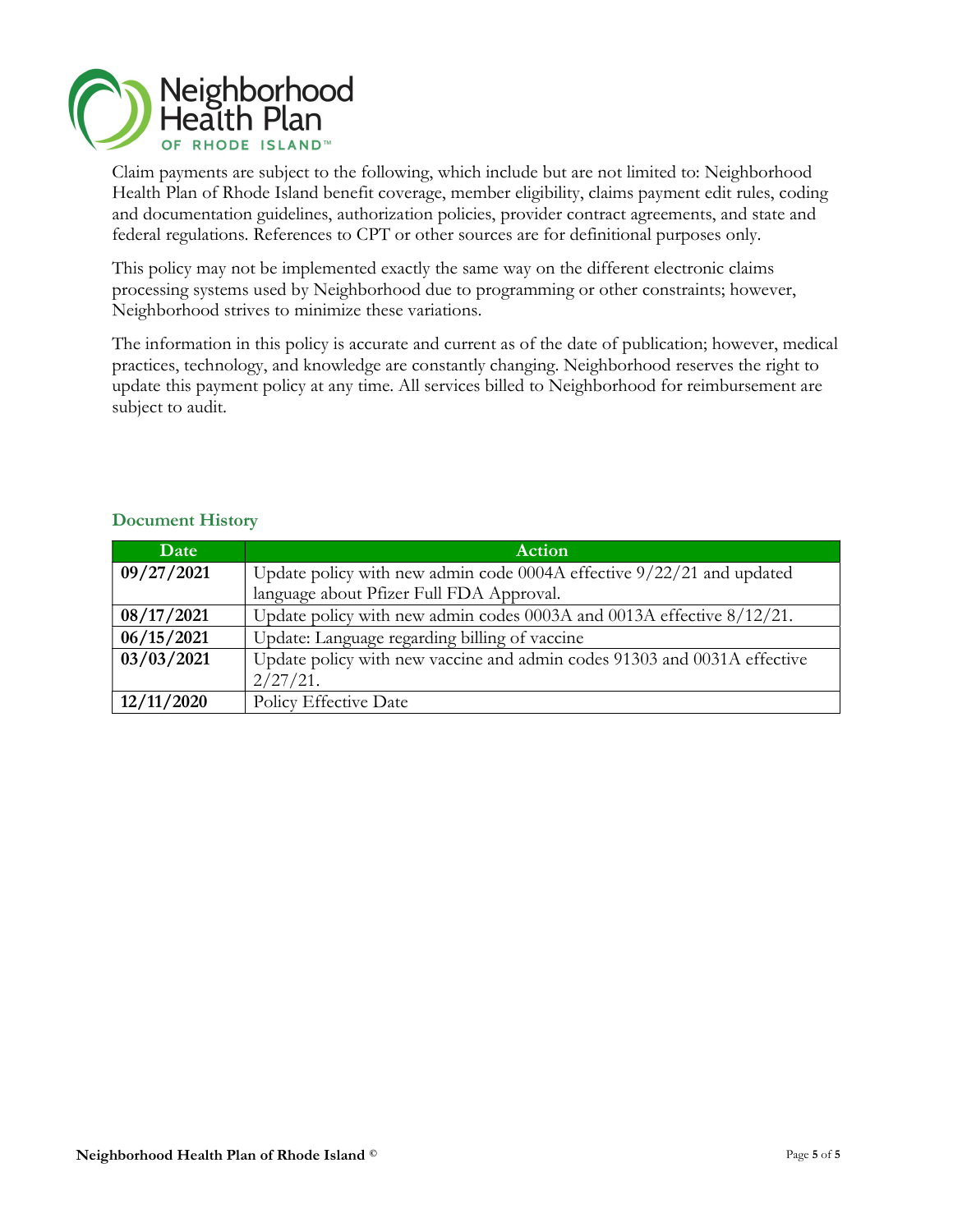Claim payments are subject to the following, which include but are not limited to: Neighborhood Health Plan of Rhode Island benefit coverage, member eligibility, claims payment edit rules, coding and documentation guidelines, authorization policies, provider contract agreements, and state and federal regulations. References to CPT or other sources are for definitional purposes only.

This policy may not be implemented exactly the same way on the different electronic claims processing systems used by Neighborhood due to programming or other constraints; however, Neighborhood strives to minimize these variations.

The information in this policy is accurate and current as of the date of publication; however, medical practices, technology, and knowledge are constantly changing. Neighborhood reserves the right to update this payment policy at any time. All services billed to Neighborhood for reimbursement are subject to audit.

## Document History

| Date | Action |
|---|---|
| **09/27/2021** | Update policy with new admin code 0004A effective 9/22/21 and updated language about Pfizer Full FDA Approval. |
| **08/17/2021** | Update policy with new admin codes 0003A and 0013A effective 8/12/21. |
| **06/15/2021** | Update: Language regarding billing of vaccine |
| **03/03/2021** | Update policy with new vaccine and admin codes 91303 and 0031A effective 2/27/21. |
| **12/11/2020** | Policy Effective Date |